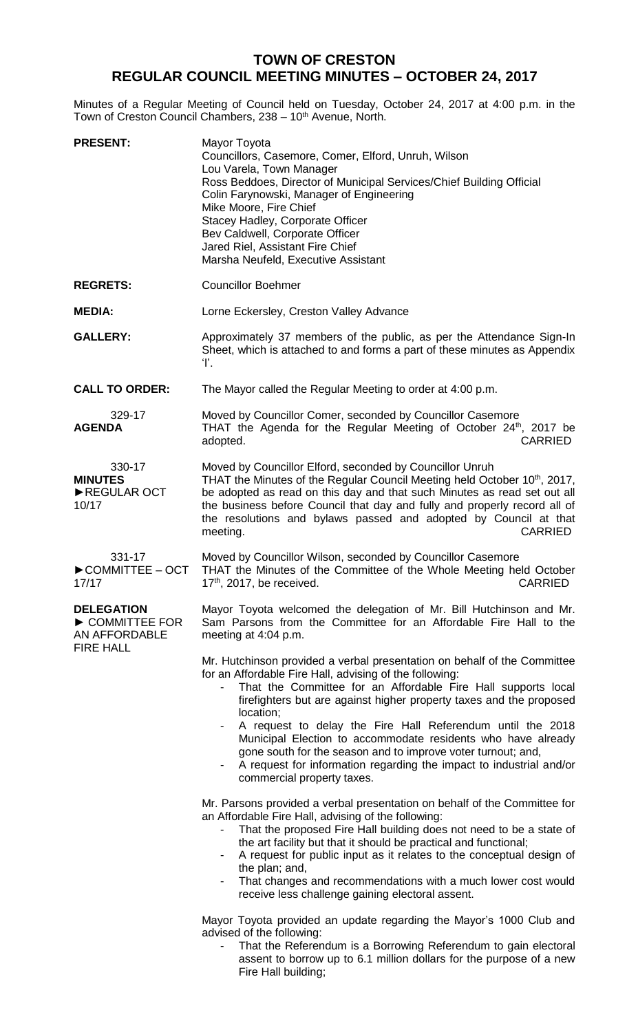# TOWN OF CRESTON
## REGULAR COUNCIL MEETING MINUTES – OCTOBER 24, 2017

Minutes of a Regular Meeting of Council held on Tuesday, October 24, 2017 at 4:00 p.m. in the Town of Creston Council Chambers, 238 – 10th Avenue, North.

**PRESENT:**
Mayor Toyota
Councillors, Casemore, Comer, Elford, Unruh, Wilson
Lou Varela, Town Manager
Ross Beddoes, Director of Municipal Services/Chief Building Official
Colin Farynowski, Manager of Engineering
Mike Moore, Fire Chief
Stacey Hadley, Corporate Officer
Bev Caldwell, Corporate Officer
Jared Riel, Assistant Fire Chief
Marsha Neufeld, Executive Assistant

**REGRETS:** Councillor Boehmer

**MEDIA:** Lorne Eckersley, Creston Valley Advance

**GALLERY:** Approximately 37 members of the public, as per the Attendance Sign-In Sheet, which is attached to and forms a part of these minutes as Appendix 'I'.

**CALL TO ORDER:** The Mayor called the Regular Meeting to order at 4:00 p.m.

329-17
**AGENDA**

Moved by Councillor Comer, seconded by Councillor Casemore
THAT the Agenda for the Regular Meeting of October 24th, 2017 be adopted. CARRIED

330-17
**MINUTES**
►REGULAR OCT 10/17

Moved by Councillor Elford, seconded by Councillor Unruh
THAT the Minutes of the Regular Council Meeting held October 10th, 2017, be adopted as read on this day and that such Minutes as read set out all the business before Council that day and fully and properly record all of the resolutions and bylaws passed and adopted by Council at that meeting. CARRIED

331-17
►COMMITTEE – OCT 17/17

Moved by Councillor Wilson, seconded by Councillor Casemore
THAT the Minutes of the Committee of the Whole Meeting held October 17th, 2017, be received. CARRIED

**DELEGATION**
► COMMITTEE FOR AN AFFORDABLE FIRE HALL

Mayor Toyota welcomed the delegation of Mr. Bill Hutchinson and Mr. Sam Parsons from the Committee for an Affordable Fire Hall to the meeting at 4:04 p.m.

Mr. Hutchinson provided a verbal presentation on behalf of the Committee for an Affordable Fire Hall, advising of the following:

- That the Committee for an Affordable Fire Hall supports local firefighters but are against higher property taxes and the proposed location;
- A request to delay the Fire Hall Referendum until the 2018 Municipal Election to accommodate residents who have already gone south for the season and to improve voter turnout; and,
- A request for information regarding the impact to industrial and/or commercial property taxes.

Mr. Parsons provided a verbal presentation on behalf of the Committee for an Affordable Fire Hall, advising of the following:

- That the proposed Fire Hall building does not need to be a state of the art facility but that it should be practical and functional;
- A request for public input as it relates to the conceptual design of the plan; and,
- That changes and recommendations with a much lower cost would receive less challenge gaining electoral assent.

Mayor Toyota provided an update regarding the Mayor's 1000 Club and advised of the following:

- That the Referendum is a Borrowing Referendum to gain electoral assent to borrow up to 6.1 million dollars for the purpose of a new Fire Hall building;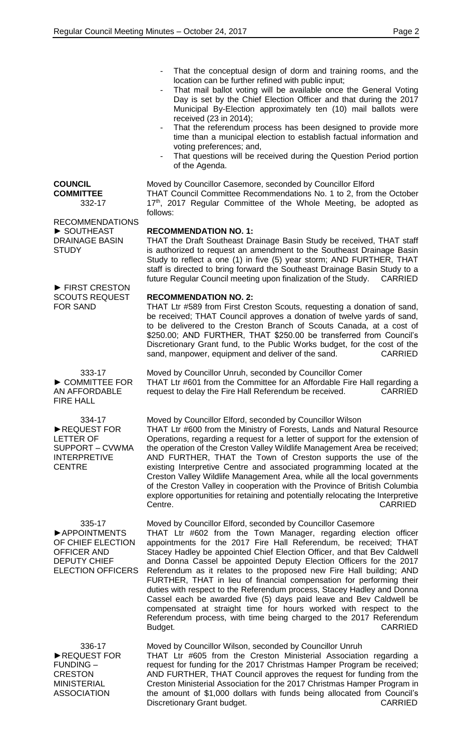- That the conceptual design of dorm and training rooms, and the location can be further refined with public input;
- That mail ballot voting will be available once the General Voting Day is set by the Chief Election Officer and that during the 2017 Municipal By-Election approximately ten (10) mail ballots were received (23 in 2014);
- That the referendum process has been designed to provide more time than a municipal election to establish factual information and voting preferences; and,
- That questions will be received during the Question Period portion of the Agenda.

**COUNCIL COMMITTEE**
332-17

RECOMMENDATIONS

Moved by Councillor Casemore, seconded by Councillor Elford
THAT Council Committee Recommendations No. 1 to 2, from the October 17th, 2017 Regular Committee of the Whole Meeting, be adopted as follows:

► SOUTHEAST DRAINAGE BASIN STUDY

**RECOMMENDATION NO. 1:**
THAT the Draft Southeast Drainage Basin Study be received, THAT staff is authorized to request an amendment to the Southeast Drainage Basin Study to reflect a one (1) in five (5) year storm; AND FURTHER, THAT staff is directed to bring forward the Southeast Drainage Basin Study to a future Regular Council meeting upon finalization of the Study. CARRIED

► FIRST CRESTON SCOUTS REQUEST FOR SAND

**RECOMMENDATION NO. 2:**
THAT Ltr #589 from First Creston Scouts, requesting a donation of sand, be received; THAT Council approves a donation of twelve yards of sand, to be delivered to the Creston Branch of Scouts Canada, at a cost of $250.00; AND FURTHER, THAT $250.00 be transferred from Council's Discretionary Grant fund, to the Public Works budget, for the cost of the sand, manpower, equipment and deliver of the sand. CARRIED

333-17
► COMMITTEE FOR AN AFFORDABLE FIRE HALL

Moved by Councillor Unruh, seconded by Councillor Comer
THAT Ltr #601 from the Committee for an Affordable Fire Hall regarding a request to delay the Fire Hall Referendum be received. CARRIED

334-17
►REQUEST FOR LETTER OF SUPPORT – CVWMA INTERPRETIVE CENTRE

Moved by Councillor Elford, seconded by Councillor Wilson
THAT Ltr #600 from the Ministry of Forests, Lands and Natural Resource Operations, regarding a request for a letter of support for the extension of the operation of the Creston Valley Wildlife Management Area be received; AND FURTHER, THAT the Town of Creston supports the use of the existing Interpretive Centre and associated programming located at the Creston Valley Wildlife Management Area, while all the local governments of the Creston Valley in cooperation with the Province of British Columbia explore opportunities for retaining and potentially relocating the Interpretive Centre. CARRIED

335-17
►APPOINTMENTS OF CHIEF ELECTION OFFICER AND DEPUTY CHIEF ELECTION OFFICERS

Moved by Councillor Elford, seconded by Councillor Casemore
THAT Ltr #602 from the Town Manager, regarding election officer appointments for the 2017 Fire Hall Referendum, be received; THAT Stacey Hadley be appointed Chief Election Officer, and that Bev Caldwell and Donna Cassel be appointed Deputy Election Officers for the 2017 Referendum as it relates to the proposed new Fire Hall building; AND FURTHER, THAT in lieu of financial compensation for performing their duties with respect to the Referendum process, Stacey Hadley and Donna Cassel each be awarded five (5) days paid leave and Bev Caldwell be compensated at straight time for hours worked with respect to the Referendum process, with time being charged to the 2017 Referendum Budget. CARRIED

336-17
►REQUEST FOR FUNDING – CRESTON MINISTERIAL ASSOCIATION

Moved by Councillor Wilson, seconded by Councillor Unruh
THAT Ltr #605 from the Creston Ministerial Association regarding a request for funding for the 2017 Christmas Hamper Program be received; AND FURTHER, THAT Council approves the request for funding from the Creston Ministerial Association for the 2017 Christmas Hamper Program in the amount of $1,000 dollars with funds being allocated from Council's Discretionary Grant budget. CARRIED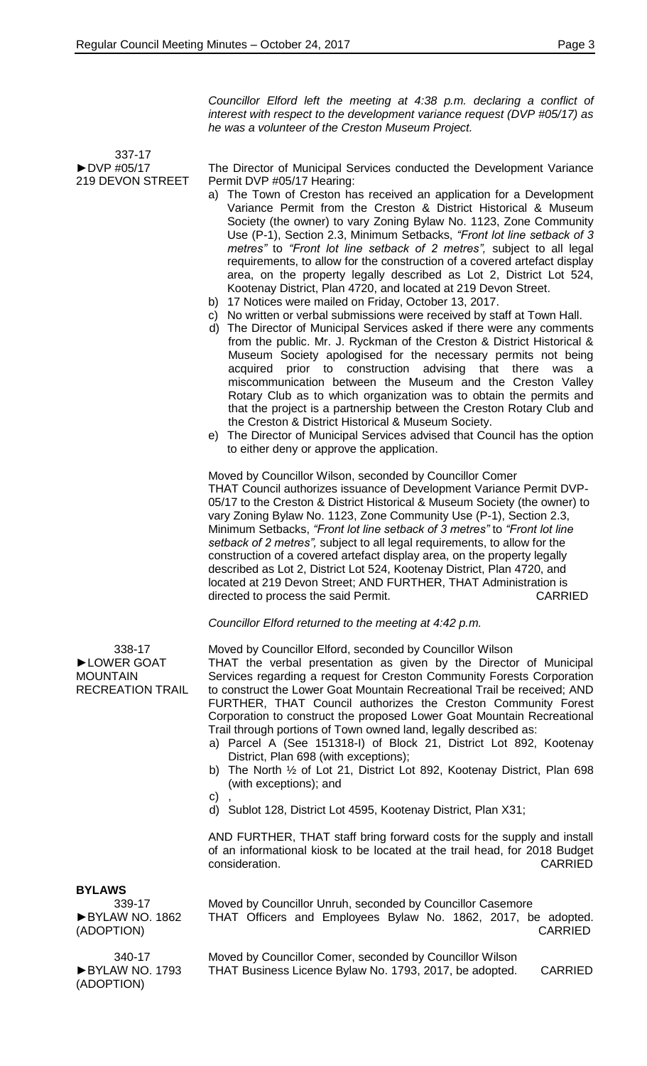*Councillor Elford left the meeting at 4:38 p.m. declaring a conflict of interest with respect to the development variance request (DVP #05/17) as he was a volunteer of the Creston Museum Project.*

337-17
►DVP #05/17
219 DEVON STREET

The Director of Municipal Services conducted the Development Variance Permit DVP #05/17 Hearing:

a) The Town of Creston has received an application for a Development Variance Permit from the Creston & District Historical & Museum Society (the owner) to vary Zoning Bylaw No. 1123, Zone Community Use (P-1), Section 2.3, Minimum Setbacks, *"Front lot line setback of 3 metres"* to *"Front lot line setback of 2 metres",* subject to all legal requirements, to allow for the construction of a covered artefact display area, on the property legally described as Lot 2, District Lot 524, Kootenay District, Plan 4720, and located at 219 Devon Street.
b) 17 Notices were mailed on Friday, October 13, 2017.
c) No written or verbal submissions were received by staff at Town Hall.
d) The Director of Municipal Services asked if there were any comments from the public. Mr. J. Ryckman of the Creston & District Historical & Museum Society apologised for the necessary permits not being acquired prior to construction advising that there was a miscommunication between the Museum and the Creston Valley Rotary Club as to which organization was to obtain the permits and that the project is a partnership between the Creston Rotary Club and the Creston & District Historical & Museum Society.
e) The Director of Municipal Services advised that Council has the option to either deny or approve the application.

Moved by Councillor Wilson, seconded by Councillor Comer
THAT Council authorizes issuance of Development Variance Permit DVP-05/17 to the Creston & District Historical & Museum Society (the owner) to vary Zoning Bylaw No. 1123, Zone Community Use (P-1), Section 2.3, Minimum Setbacks, *"Front lot line setback of 3 metres"* to *"Front lot line setback of 2 metres",* subject to all legal requirements, to allow for the construction of a covered artefact display area, on the property legally described as Lot 2, District Lot 524, Kootenay District, Plan 4720, and located at 219 Devon Street; AND FURTHER, THAT Administration is directed to process the said Permit. CARRIED

*Councillor Elford returned to the meeting at 4:42 p.m.*

338-17
►LOWER GOAT MOUNTAIN RECREATION TRAIL

Moved by Councillor Elford, seconded by Councillor Wilson
THAT the verbal presentation as given by the Director of Municipal Services regarding a request for Creston Community Forests Corporation to construct the Lower Goat Mountain Recreational Trail be received; AND FURTHER, THAT Council authorizes the Creston Community Forest Corporation to construct the proposed Lower Goat Mountain Recreational Trail through portions of Town owned land, legally described as:

a) Parcel A (See 151318-I) of Block 21, District Lot 892, Kootenay District, Plan 698 (with exceptions);
b) The North ½ of Lot 21, District Lot 892, Kootenay District, Plan 698 (with exceptions); and
c) ,
d) Sublot 128, District Lot 4595, Kootenay District, Plan X31;

AND FURTHER, THAT staff bring forward costs for the supply and install of an informational kiosk to be located at the trail head, for 2018 Budget consideration. CARRIED

## BYLAWS

339-17
►BYLAW NO. 1862 (ADOPTION)

Moved by Councillor Unruh, seconded by Councillor Casemore
THAT Officers and Employees Bylaw No. 1862, 2017, be adopted. CARRIED

340-17
►BYLAW NO. 1793 (ADOPTION)

Moved by Councillor Comer, seconded by Councillor Wilson
THAT Business Licence Bylaw No. 1793, 2017, be adopted. CARRIED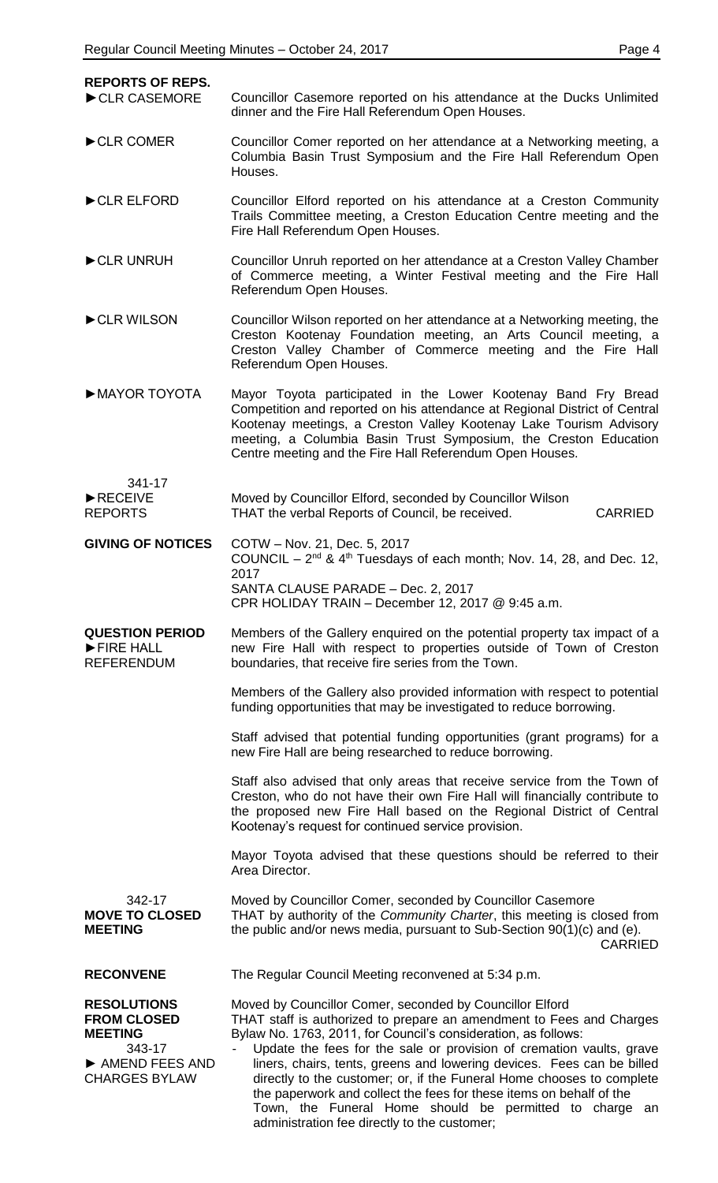**REPORTS OF REPS.**

►CLR CASEMORE

Councillor Casemore reported on his attendance at the Ducks Unlimited dinner and the Fire Hall Referendum Open Houses.

►CLR COMER

Councillor Comer reported on her attendance at a Networking meeting, a Columbia Basin Trust Symposium and the Fire Hall Referendum Open Houses.

►CLR ELFORD

Councillor Elford reported on his attendance at a Creston Community Trails Committee meeting, a Creston Education Centre meeting and the Fire Hall Referendum Open Houses.

►CLR UNRUH

Councillor Unruh reported on her attendance at a Creston Valley Chamber of Commerce meeting, a Winter Festival meeting and the Fire Hall Referendum Open Houses.

►CLR WILSON

Councillor Wilson reported on her attendance at a Networking meeting, the Creston Kootenay Foundation meeting, an Arts Council meeting, a Creston Valley Chamber of Commerce meeting and the Fire Hall Referendum Open Houses.

►MAYOR TOYOTA

Mayor Toyota participated in the Lower Kootenay Band Fry Bread Competition and reported on his attendance at Regional District of Central Kootenay meetings, a Creston Valley Kootenay Lake Tourism Advisory meeting, a Columbia Basin Trust Symposium, the Creston Education Centre meeting and the Fire Hall Referendum Open Houses.

341-17
►RECEIVE REPORTS

Moved by Councillor Elford, seconded by Councillor Wilson
THAT the verbal Reports of Council, be received. CARRIED

**GIVING OF NOTICES**

COTW – Nov. 21, Dec. 5, 2017
COUNCIL – 2nd & 4th Tuesdays of each month; Nov. 14, 28, and Dec. 12, 2017
SANTA CLAUSE PARADE – Dec. 2, 2017
CPR HOLIDAY TRAIN – December 12, 2017 @ 9:45 a.m.

**QUESTION PERIOD**
►FIRE HALL REFERENDUM

Members of the Gallery enquired on the potential property tax impact of a new Fire Hall with respect to properties outside of Town of Creston boundaries, that receive fire series from the Town.

Members of the Gallery also provided information with respect to potential funding opportunities that may be investigated to reduce borrowing.

Staff advised that potential funding opportunities (grant programs) for a new Fire Hall are being researched to reduce borrowing.

Staff also advised that only areas that receive service from the Town of Creston, who do not have their own Fire Hall will financially contribute to the proposed new Fire Hall based on the Regional District of Central Kootenay's request for continued service provision.

Mayor Toyota advised that these questions should be referred to their Area Director.

342-17
**MOVE TO CLOSED MEETING**

Moved by Councillor Comer, seconded by Councillor Casemore
THAT by authority of the *Community Charter*, this meeting is closed from the public and/or news media, pursuant to Sub-Section 90(1)(c) and (e). CARRIED

**RECONVENE**

The Regular Council Meeting reconvened at 5:34 p.m.

**RESOLUTIONS FROM CLOSED MEETING**
343-17
► AMEND FEES AND CHARGES BYLAW

Moved by Councillor Comer, seconded by Councillor Elford
THAT staff is authorized to prepare an amendment to Fees and Charges Bylaw No. 1763, 2011, for Council's consideration, as follows:

- Update the fees for the sale or provision of cremation vaults, grave liners, chairs, tents, greens and lowering devices. Fees can be billed directly to the customer; or, if the Funeral Home chooses to complete the paperwork and collect the fees for these items on behalf of the Town, the Funeral Home should be permitted to charge an administration fee directly to the customer;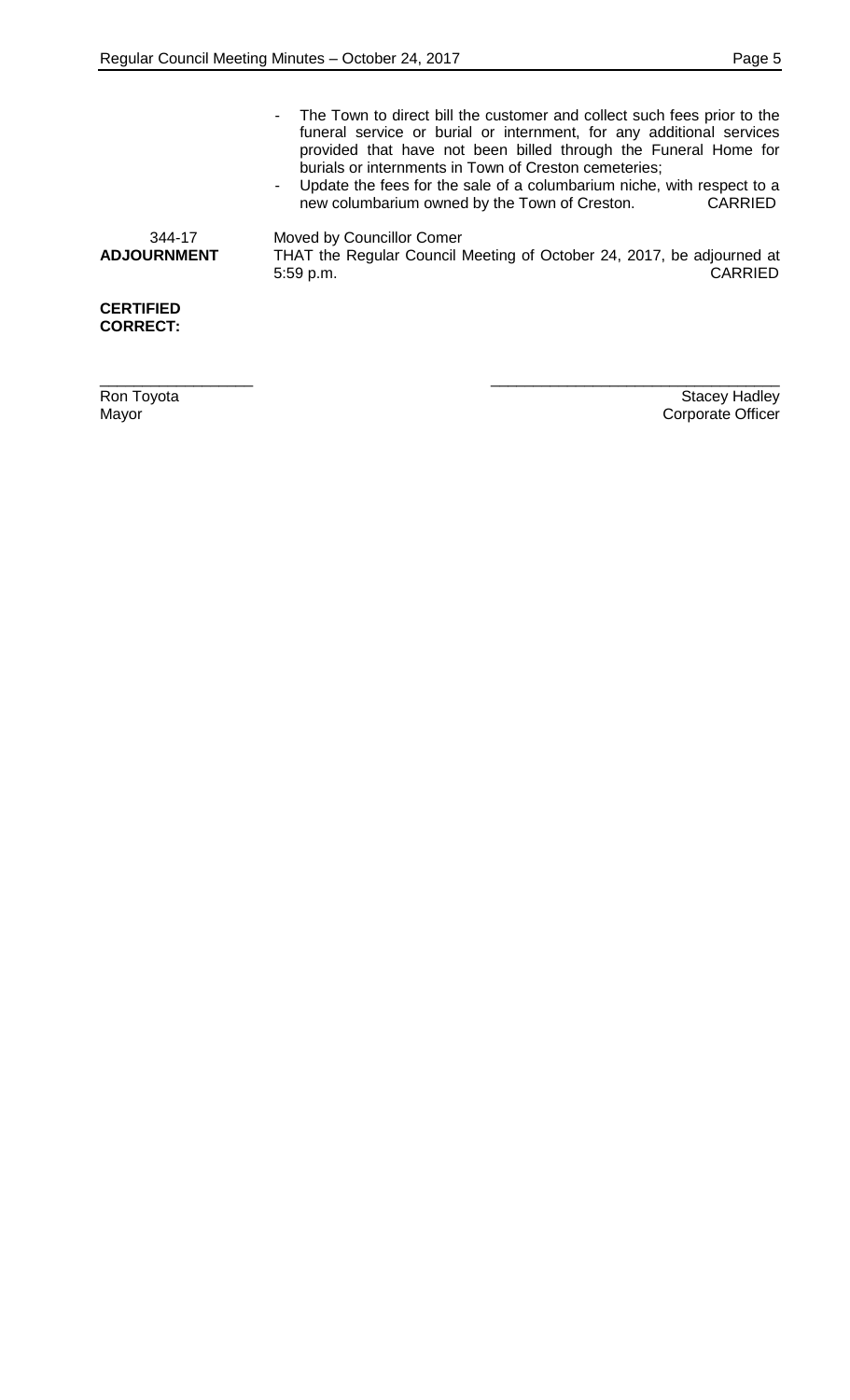- The Town to direct bill the customer and collect such fees prior to the funeral service or burial or internment, for any additional services provided that have not been billed through the Funeral Home for burials or internments in Town of Creston cemeteries;
- Update the fees for the sale of a columbarium niche, with respect to a new columbarium owned by the Town of Creston. CARRIED

344-17
**ADJOURNMENT**

Moved by Councillor Comer
THAT the Regular Council Meeting of October 24, 2017, be adjourned at 5:59 p.m. CARRIED

**CERTIFIED CORRECT:**

\_\_\_\_\_\_\_\_\_\_\_\_\_\_\_\_\_\_
Ron Toyota
Mayor

\_\_\_\_\_\_\_\_\_\_\_\_\_\_\_\_\_\_
Stacey Hadley
Corporate Officer